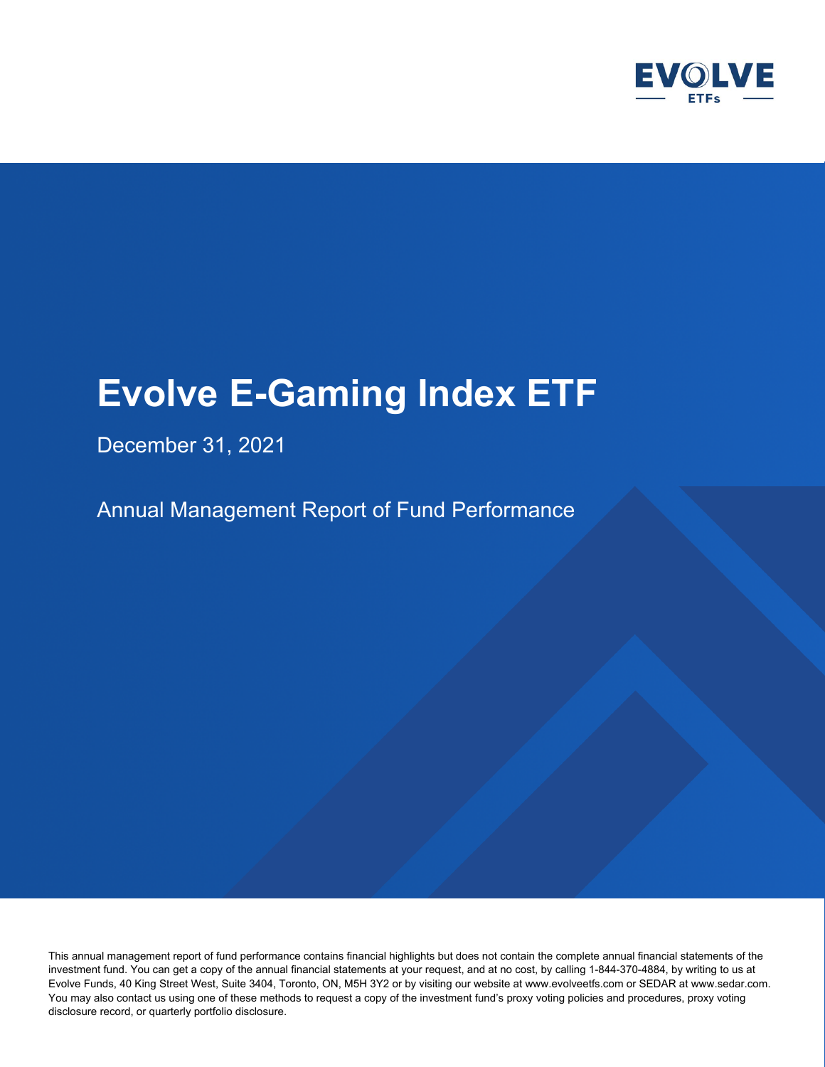EVOLVE ETFs

# Evolve E-Gaming Index ETF

December 31, 2021

## Annual Management Report of Fund Performance

This annual management report of fund performance contains financial highlights but does not contain the complete annual financial statements of the investment fund. You can get a copy of the annual financial statements at your request, and at no cost, by calling 1-844-370-4884, by writing to us at Evolve Funds, 40 King Street West, Suite 3404, Toronto, ON, M5H 3Y2 or by visiting our website at www.evolveetfs.com or SEDAR at www.sedar.com. You may also contact us using one of these methods to request a copy of the investment fund's proxy voting policies and procedures, proxy voting disclosure record, or quarterly portfolio disclosure.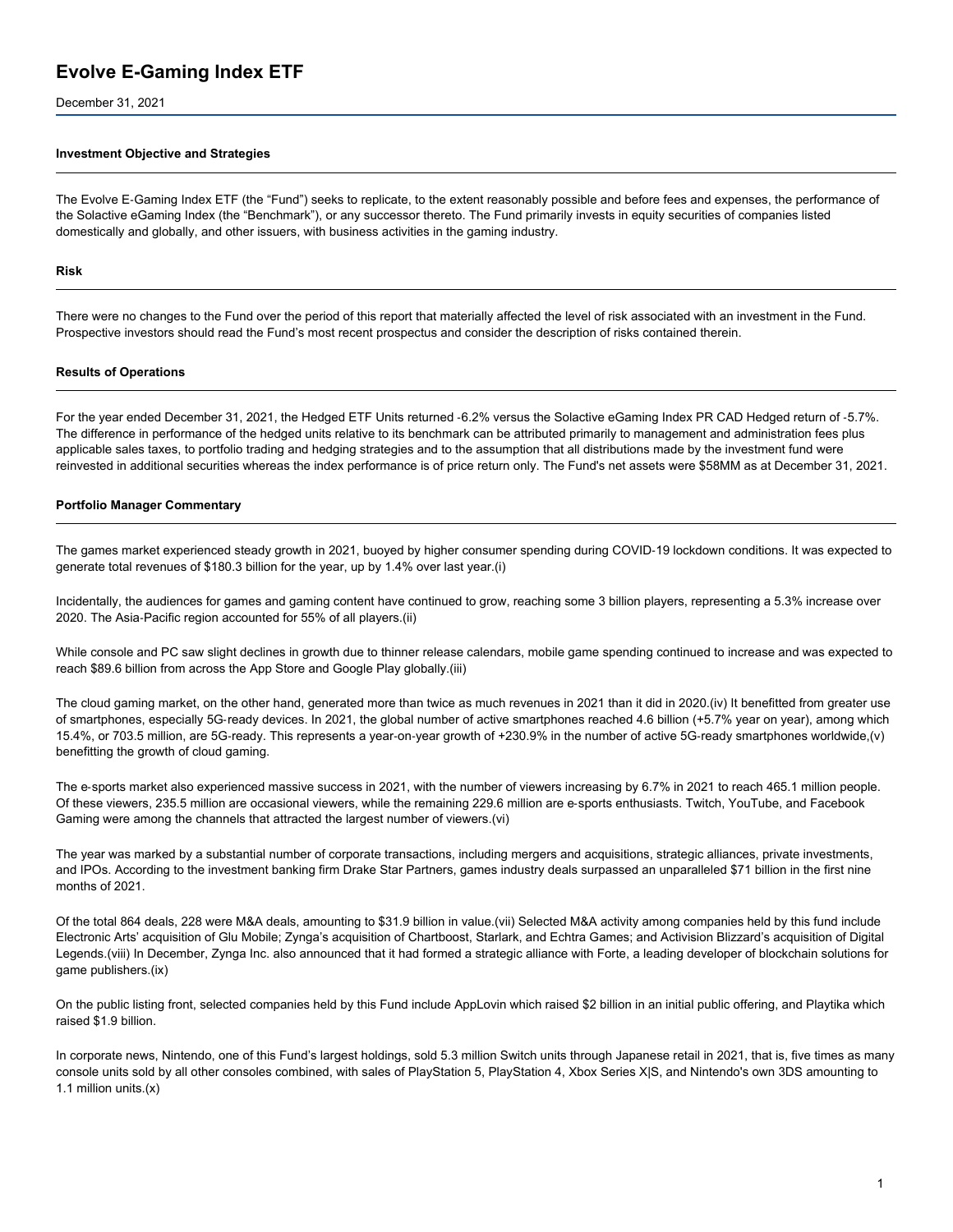# Evolve E-Gaming Index ETF

December 31, 2021

### Investment Objective and Strategies

The Evolve E-Gaming Index ETF (the "Fund") seeks to replicate, to the extent reasonably possible and before fees and expenses, the performance of the Solactive eGaming Index (the "Benchmark"), or any successor thereto. The Fund primarily invests in equity securities of companies listed domestically and globally, and other issuers, with business activities in the gaming industry.

### Risk

There were no changes to the Fund over the period of this report that materially affected the level of risk associated with an investment in the Fund. Prospective investors should read the Fund's most recent prospectus and consider the description of risks contained therein.

### Results of Operations

For the year ended December 31, 2021, the Hedged ETF Units returned -6.2% versus the Solactive eGaming Index PR CAD Hedged return of -5.7%. The difference in performance of the hedged units relative to its benchmark can be attributed primarily to management and administration fees plus applicable sales taxes, to portfolio trading and hedging strategies and to the assumption that all distributions made by the investment fund were reinvested in additional securities whereas the index performance is of price return only. The Fund's net assets were $58MM as at December 31, 2021.

### Portfolio Manager Commentary

The games market experienced steady growth in 2021, buoyed by higher consumer spending during COVID-19 lockdown conditions. It was expected to generate total revenues of $180.3 billion for the year, up by 1.4% over last year.(i)

Incidentally, the audiences for games and gaming content have continued to grow, reaching some 3 billion players, representing a 5.3% increase over 2020. The Asia-Pacific region accounted for 55% of all players.(ii)

While console and PC saw slight declines in growth due to thinner release calendars, mobile game spending continued to increase and was expected to reach $89.6 billion from across the App Store and Google Play globally.(iii)

The cloud gaming market, on the other hand, generated more than twice as much revenues in 2021 than it did in 2020.(iv) It benefitted from greater use of smartphones, especially 5G-ready devices. In 2021, the global number of active smartphones reached 4.6 billion (+5.7% year on year), among which 15.4%, or 703.5 million, are 5G-ready. This represents a year-on-year growth of +230.9% in the number of active 5G-ready smartphones worldwide,(v) benefitting the growth of cloud gaming.

The e-sports market also experienced massive success in 2021, with the number of viewers increasing by 6.7% in 2021 to reach 465.1 million people. Of these viewers, 235.5 million are occasional viewers, while the remaining 229.6 million are e-sports enthusiasts. Twitch, YouTube, and Facebook Gaming were among the channels that attracted the largest number of viewers.(vi)

The year was marked by a substantial number of corporate transactions, including mergers and acquisitions, strategic alliances, private investments, and IPOs. According to the investment banking firm Drake Star Partners, games industry deals surpassed an unparalleled $71 billion in the first nine months of 2021.

Of the total 864 deals, 228 were M&A deals, amounting to $31.9 billion in value.(vii) Selected M&A activity among companies held by this fund include Electronic Arts' acquisition of Glu Mobile; Zynga's acquisition of Chartboost, Starlark, and Echtra Games; and Activision Blizzard's acquisition of Digital Legends.(viii) In December, Zynga Inc. also announced that it had formed a strategic alliance with Forte, a leading developer of blockchain solutions for game publishers.(ix)

On the public listing front, selected companies held by this Fund include AppLovin which raised $2 billion in an initial public offering, and Playtika which raised $1.9 billion.

In corporate news, Nintendo, one of this Fund's largest holdings, sold 5.3 million Switch units through Japanese retail in 2021, that is, five times as many console units sold by all other consoles combined, with sales of PlayStation 5, PlayStation 4, Xbox Series X|S, and Nintendo's own 3DS amounting to 1.1 million units.(x)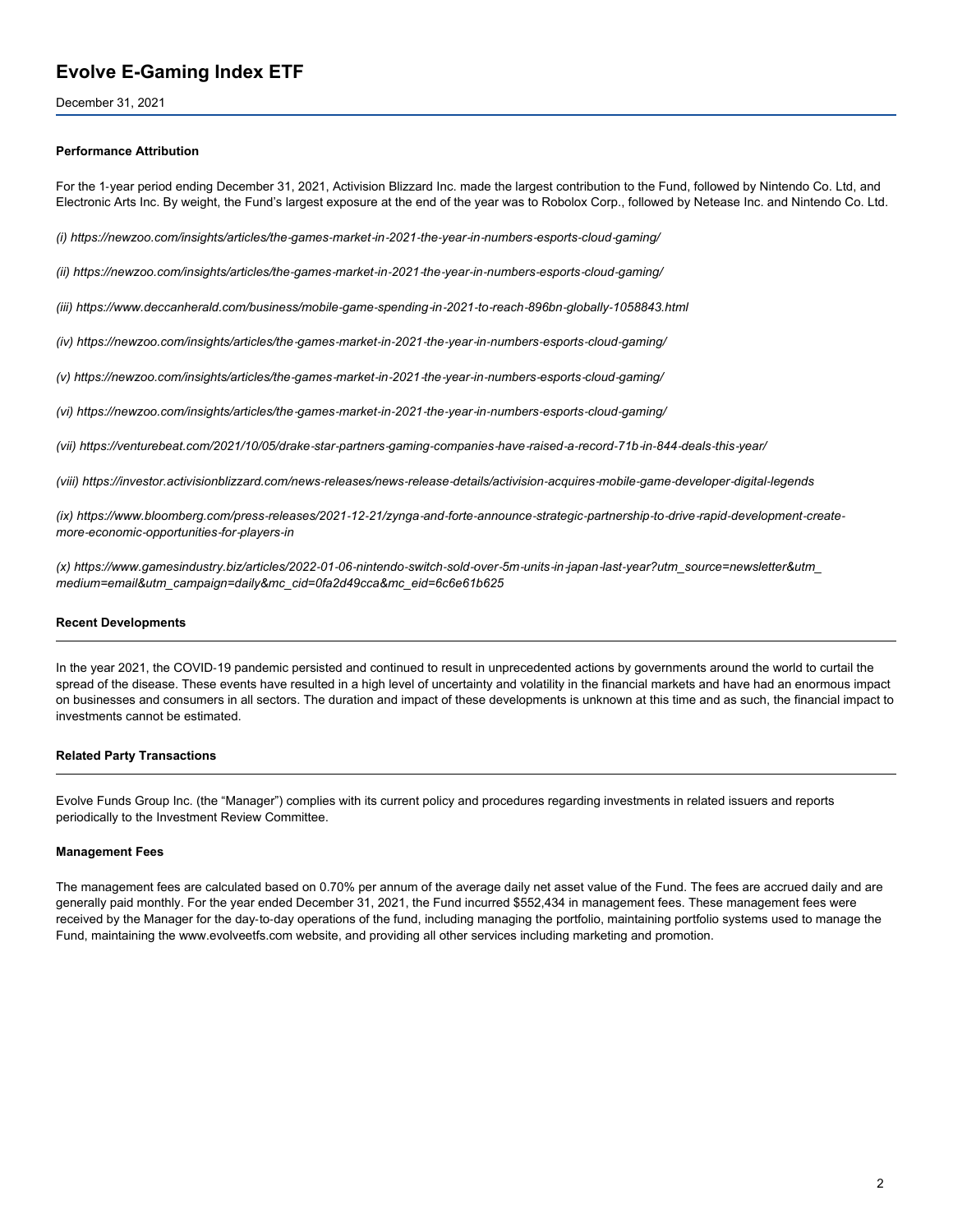**Performance Attribution**

For the 1-year period ending December 31, 2021, Activision Blizzard Inc. made the largest contribution to the Fund, followed by Nintendo Co. Ltd, and Electronic Arts Inc. By weight, the Fund's largest exposure at the end of the year was to Robolox Corp., followed by Netease Inc. and Nintendo Co. Ltd.

*(i) https://newzoo.com/insights/articles/the-games-market-in-2021-the-year-in-numbers-esports-cloud-gaming/*

*(ii) https://newzoo.com/insights/articles/the-games-market-in-2021-the-year-in-numbers-esports-cloud-gaming/*

*(iii) https://www.deccanherald.com/business/mobile-game-spending-in-2021-to-reach-896bn-globally-1058843.html*

*(iv) https://newzoo.com/insights/articles/the-games-market-in-2021-the-year-in-numbers-esports-cloud-gaming/*

*(v) https://newzoo.com/insights/articles/the-games-market-in-2021-the-year-in-numbers-esports-cloud-gaming/*

*(vi) https://newzoo.com/insights/articles/the-games-market-in-2021-the-year-in-numbers-esports-cloud-gaming/*

*(vii) https://venturebeat.com/2021/10/05/drake-star-partners-gaming-companies-have-raised-a-record-71b-in-844-deals-this-year/*

*(viii) https://investor.activisionblizzard.com/news-releases/news-release-details/activision-acquires-mobile-game-developer-digital-legends*

*(ix) https://www.bloomberg.com/press-releases/2021-12-21/zynga-and-forte-announce-strategic-partnership-to-drive-rapid-development-create-more-economic-opportunities-for-players-in*

*(x) https://www.gamesindustry.biz/articles/2022-01-06-nintendo-switch-sold-over-5m-units-in-japan-last-year?utm_source=newsletter&utm_medium=email&utm_campaign=daily&mc_cid=0fa2d49cca&mc_eid=6c6e61b625*

**Recent Developments**

In the year 2021, the COVID-19 pandemic persisted and continued to result in unprecedented actions by governments around the world to curtail the spread of the disease. These events have resulted in a high level of uncertainty and volatility in the financial markets and have had an enormous impact on businesses and consumers in all sectors. The duration and impact of these developments is unknown at this time and as such, the financial impact to investments cannot be estimated.

**Related Party Transactions**

Evolve Funds Group Inc. (the "Manager") complies with its current policy and procedures regarding investments in related issuers and reports periodically to the Investment Review Committee.

**Management Fees**

The management fees are calculated based on 0.70% per annum of the average daily net asset value of the Fund. The fees are accrued daily and are generally paid monthly. For the year ended December 31, 2021, the Fund incurred $552,434 in management fees. These management fees were received by the Manager for the day-to-day operations of the fund, including managing the portfolio, maintaining portfolio systems used to manage the Fund, maintaining the www.evolveetfs.com website, and providing all other services including marketing and promotion.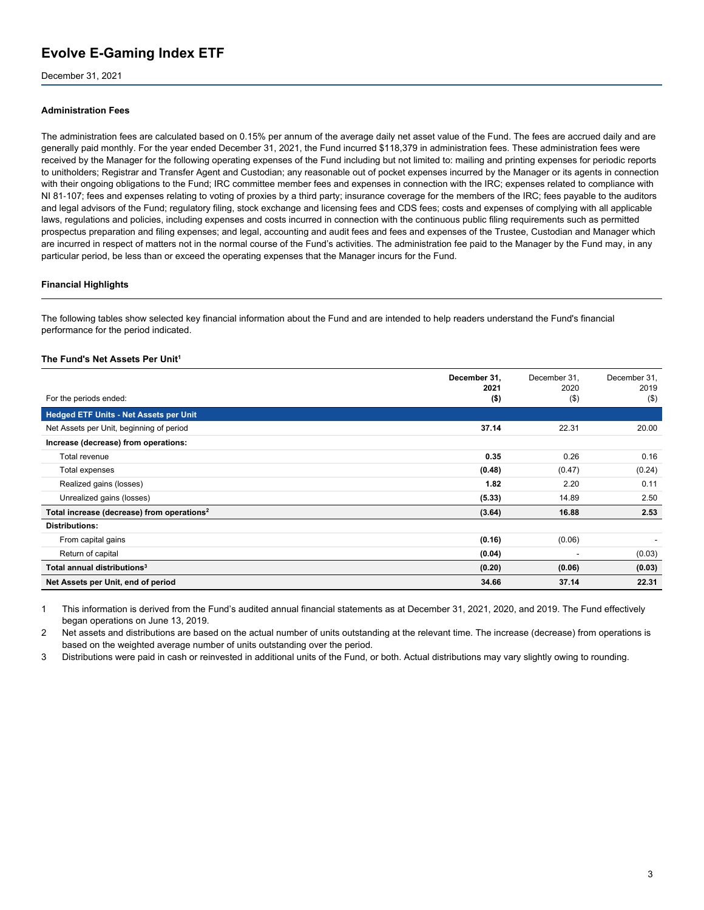# Evolve E-Gaming Index ETF

December 31, 2021

### Administration Fees

The administration fees are calculated based on 0.15% per annum of the average daily net asset value of the Fund. The fees are accrued daily and are generally paid monthly. For the year ended December 31, 2021, the Fund incurred $118,379 in administration fees. These administration fees were received by the Manager for the following operating expenses of the Fund including but not limited to: mailing and printing expenses for periodic reports to unitholders; Registrar and Transfer Agent and Custodian; any reasonable out of pocket expenses incurred by the Manager or its agents in connection with their ongoing obligations to the Fund; IRC committee member fees and expenses in connection with the IRC; expenses related to compliance with NI 81-107; fees and expenses relating to voting of proxies by a third party; insurance coverage for the members of the IRC; fees payable to the auditors and legal advisors of the Fund; regulatory filing, stock exchange and licensing fees and CDS fees; costs and expenses of complying with all applicable laws, regulations and policies, including expenses and costs incurred in connection with the continuous public filing requirements such as permitted prospectus preparation and filing expenses; and legal, accounting and audit fees and fees and expenses of the Trustee, Custodian and Manager which are incurred in respect of matters not in the normal course of the Fund's activities. The administration fee paid to the Manager by the Fund may, in any particular period, be less than or exceed the operating expenses that the Manager incurs for the Fund.

## Financial Highlights

The following tables show selected key financial information about the Fund and are intended to help readers understand the Fund's financial performance for the period indicated.

### The Fund's Net Assets Per Unit[1]

| For the periods ended: | **December 31, 2021 ($)** | December 31, 2020 ($) | December 31, 2019 ($) |
|---|---|---|---|
| **Hedged ETF Units - Net Assets per Unit** | | | |
| Net Assets per Unit, beginning of period | **37.14** | 22.31 | 20.00 |
| **Increase (decrease) from operations:** | | | |
| Total revenue | **0.35** | 0.26 | 0.16 |
| Total expenses | **(0.48)** | (0.47) | (0.24) |
| Realized gains (losses) | **1.82** | 2.20 | 0.11 |
| Unrealized gains (losses) | **(5.33)** | 14.89 | 2.50 |
| **Total increase (decrease) from operations[2]** | **(3.64)** | **16.88** | **2.53** |
| **Distributions:** | | | |
| From capital gains | **(0.16)** | (0.06) | - |
| Return of capital | **(0.04)** | - | (0.03) |
| **Total annual distributions[3]** | **(0.20)** | **(0.06)** | **(0.03)** |
| **Net Assets per Unit, end of period** | **34.66** | **37.14** | **22.31** |

1. This information is derived from the Fund's audited annual financial statements as at December 31, 2021, 2020, and 2019. The Fund effectively began operations on June 13, 2019.
2. Net assets and distributions are based on the actual number of units outstanding at the relevant time. The increase (decrease) from operations is based on the weighted average number of units outstanding over the period.
3. Distributions were paid in cash or reinvested in additional units of the Fund, or both. Actual distributions may vary slightly owing to rounding.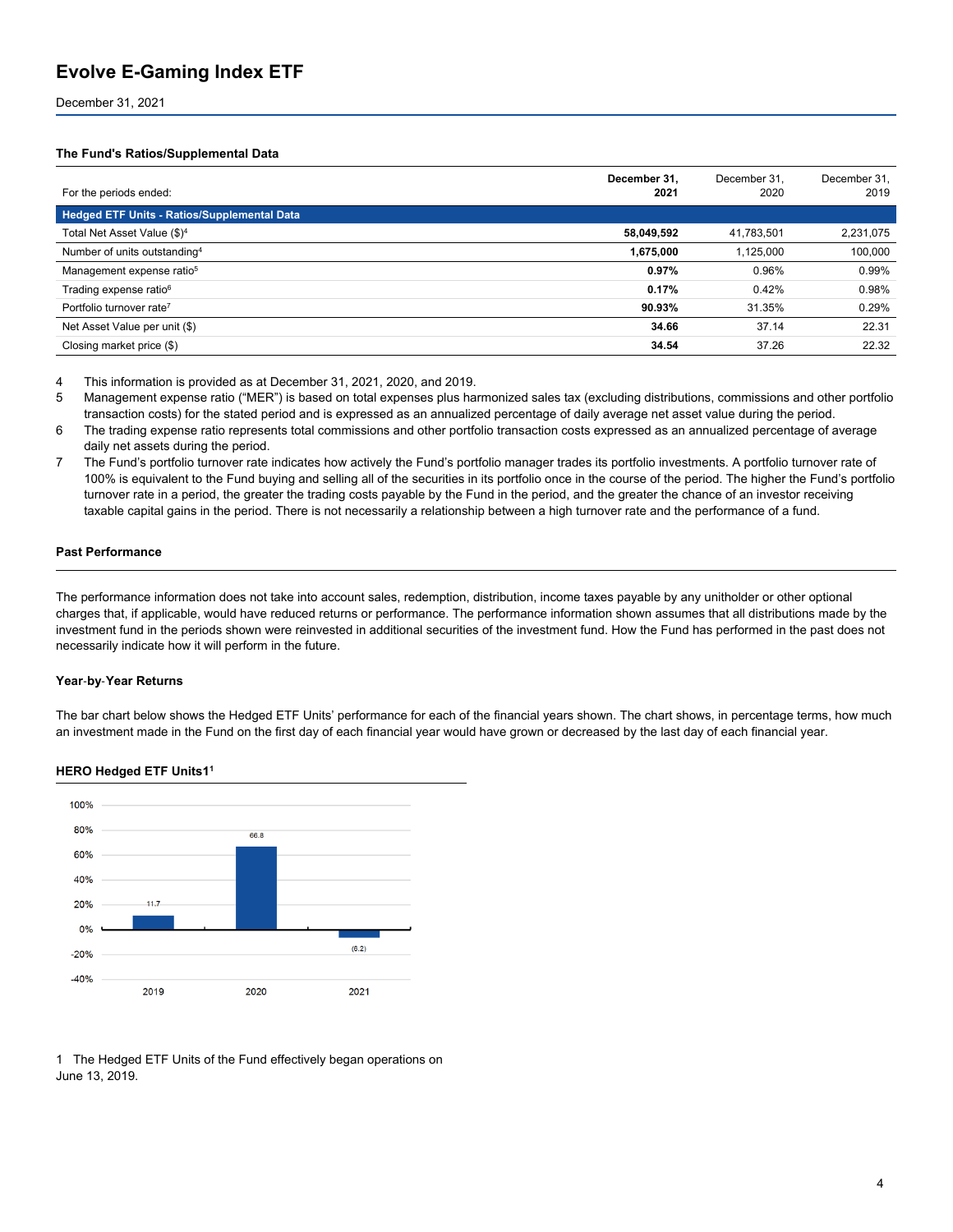# Evolve E-Gaming Index ETF

December 31, 2021

### The Fund's Ratios/Supplemental Data

| For the periods ended: | **December 31, 2021** | December 31, 2020 | December 31, 2019 |
|---|---|---|---|
| **Hedged ETF Units - Ratios/Supplemental Data** | | | |
| Total Net Asset Value ($)[4] | **58,049,592** | 41,783,501 | 2,231,075 |
| Number of units outstanding[4] | **1,675,000** | 1,125,000 | 100,000 |
| Management expense ratio[5] | **0.97%** | 0.96% | 0.99% |
| Trading expense ratio[6] | **0.17%** | 0.42% | 0.98% |
| Portfolio turnover rate[7] | **90.93%** | 31.35% | 0.29% |
| Net Asset Value per unit ($) | **34.66** | 37.14 | 22.31 |
| Closing market price ($) | **34.54** | 37.26 | 22.32 |

4 This information is provided as at December 31, 2021, 2020, and 2019.

5 Management expense ratio ("MER") is based on total expenses plus harmonized sales tax (excluding distributions, commissions and other portfolio transaction costs) for the stated period and is expressed as an annualized percentage of daily average net asset value during the period.

6 The trading expense ratio represents total commissions and other portfolio transaction costs expressed as an annualized percentage of average daily net assets during the period.

7 The Fund's portfolio turnover rate indicates how actively the Fund's portfolio manager trades its portfolio investments. A portfolio turnover rate of 100% is equivalent to the Fund buying and selling all of the securities in its portfolio once in the course of the period. The higher the Fund's portfolio turnover rate in a period, the greater the trading costs payable by the Fund in the period, and the greater the chance of an investor receiving taxable capital gains in the period. There is not necessarily a relationship between a high turnover rate and the performance of a fund.

### Past Performance

The performance information does not take into account sales, redemption, distribution, income taxes payable by any unitholder or other optional charges that, if applicable, would have reduced returns or performance. The performance information shown assumes that all distributions made by the investment fund in the periods shown were reinvested in additional securities of the investment fund. How the Fund has performed in the past does not necessarily indicate how it will perform in the future.

#### Year-by-Year Returns

The bar chart below shows the Hedged ETF Units' performance for each of the financial years shown. The chart shows, in percentage terms, how much an investment made in the Fund on the first day of each financial year would have grown or decreased by the last day of each financial year.

**HERO Hedged ETF Units1[1]**

| Year | Return (%) |
|---|---|
| 2019 | 11.7 |
| 2020 | 66.8 |
| 2021 | (6.2) |

1 The Hedged ETF Units of the Fund effectively began operations on June 13, 2019.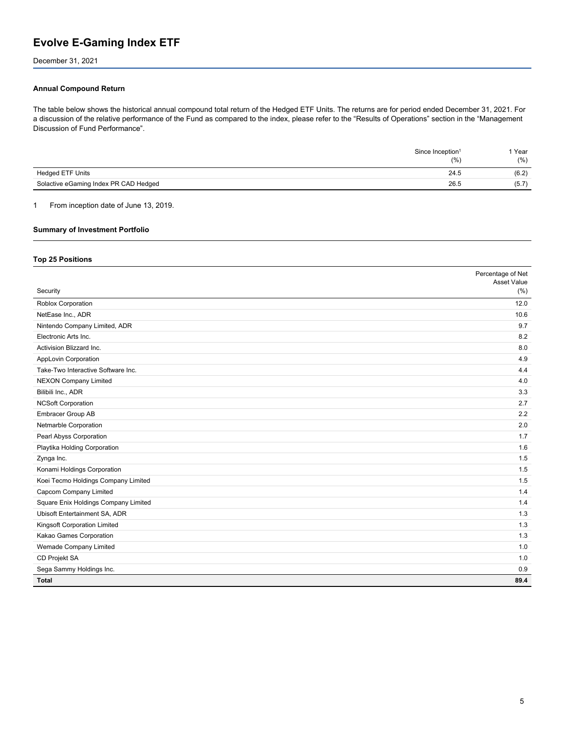# Evolve E-Gaming Index ETF

December 31, 2021

### Annual Compound Return

The table below shows the historical annual compound total return of the Hedged ETF Units. The returns are for period ended December 31, 2021. For a discussion of the relative performance of the Fund as compared to the index, please refer to the “Results of Operations” section in the “Management Discussion of Fund Performance”.

| | Since Inception[1] (%) | 1 Year (%) |
|---|---|---|
| Hedged ETF Units | 24.5 | (6.2) |
| Solactive eGaming Index PR CAD Hedged | 26.5 | (5.7) |

1 From inception date of June 13, 2019.

### Summary of Investment Portfolio

#### Top 25 Positions

| Security | Percentage of Net Asset Value (%) |
|---|---|
| Roblox Corporation | 12.0 |
| NetEase Inc., ADR | 10.6 |
| Nintendo Company Limited, ADR | 9.7 |
| Electronic Arts Inc. | 8.2 |
| Activision Blizzard Inc. | 8.0 |
| AppLovin Corporation | 4.9 |
| Take-Two Interactive Software Inc. | 4.4 |
| NEXON Company Limited | 4.0 |
| Bilibili Inc., ADR | 3.3 |
| NCSoft Corporation | 2.7 |
| Embracer Group AB | 2.2 |
| Netmarble Corporation | 2.0 |
| Pearl Abyss Corporation | 1.7 |
| Playtika Holding Corporation | 1.6 |
| Zynga Inc. | 1.5 |
| Konami Holdings Corporation | 1.5 |
| Koei Tecmo Holdings Company Limited | 1.5 |
| Capcom Company Limited | 1.4 |
| Square Enix Holdings Company Limited | 1.4 |
| Ubisoft Entertainment SA, ADR | 1.3 |
| Kingsoft Corporation Limited | 1.3 |
| Kakao Games Corporation | 1.3 |
| Wemade Company Limited | 1.0 |
| CD Projekt SA | 1.0 |
| Sega Sammy Holdings Inc. | 0.9 |
| **Total** | **89.4** |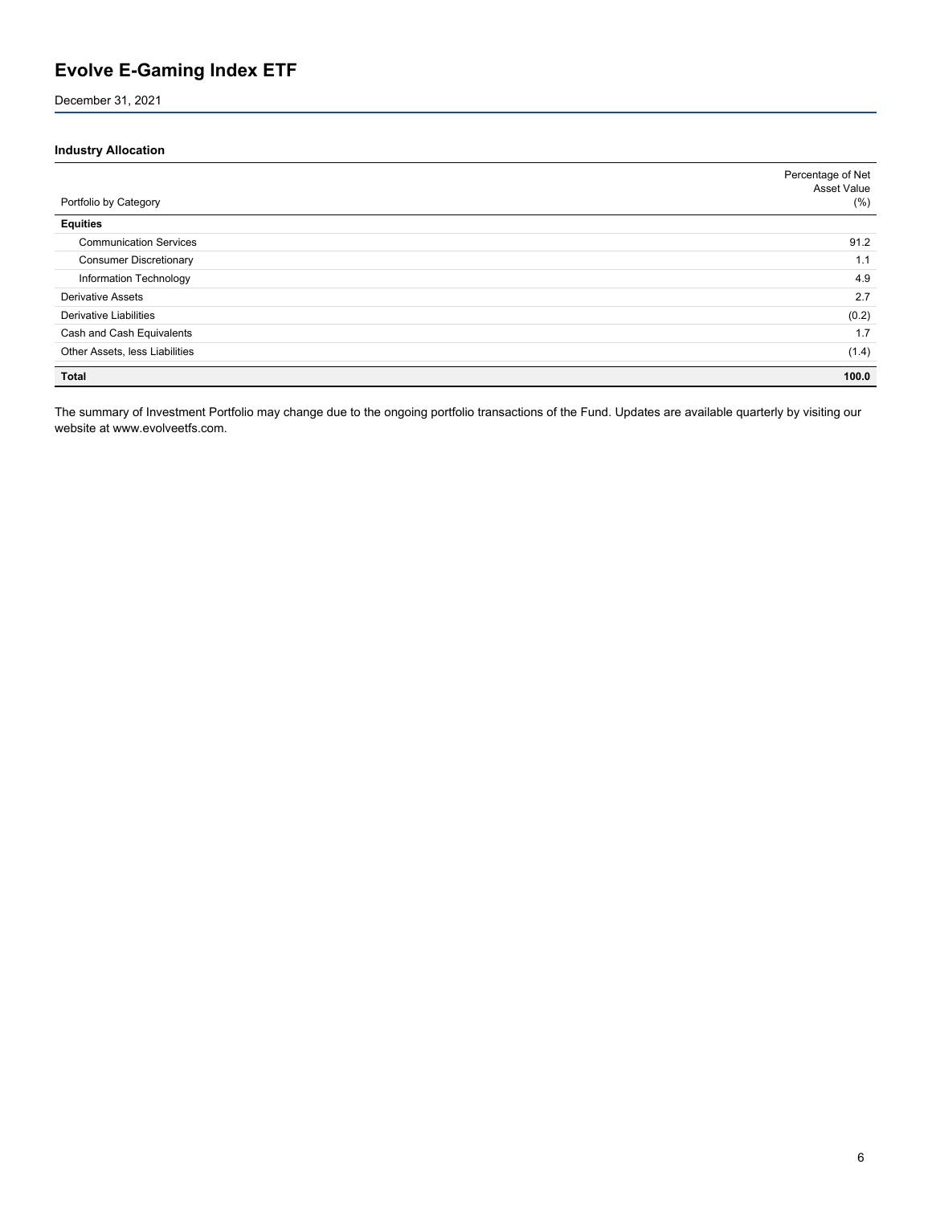# Evolve E-Gaming Index ETF

December 31, 2021

### Industry Allocation

| Portfolio by Category | Percentage of Net Asset Value (%) |
|---|---|
| **Equities** | |
| Communication Services | 91.2 |
| Consumer Discretionary | 1.1 |
| Information Technology | 4.9 |
| Derivative Assets | 2.7 |
| Derivative Liabilities | (0.2) |
| Cash and Cash Equivalents | 1.7 |
| Other Assets, less Liabilities | (1.4) |
| **Total** | **100.0** |

The summary of Investment Portfolio may change due to the ongoing portfolio transactions of the Fund. Updates are available quarterly by visiting our website at www.evolveetfs.com.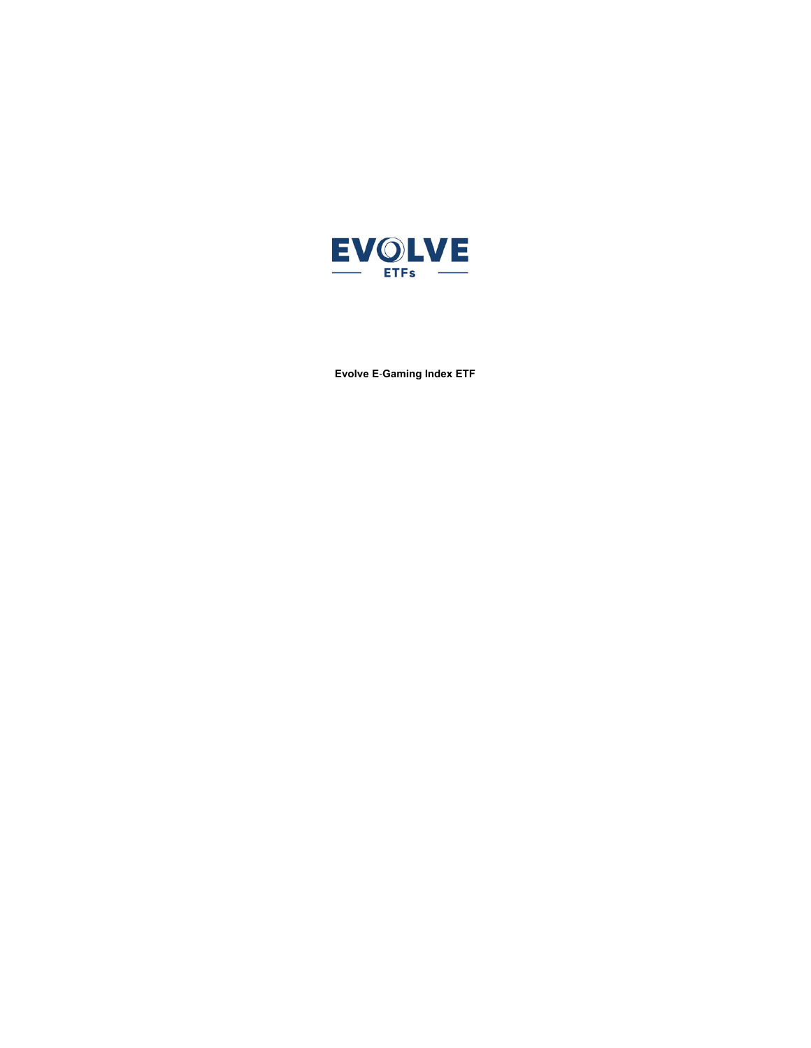EVOLVE

ETFs

**Evolve E-Gaming Index ETF**